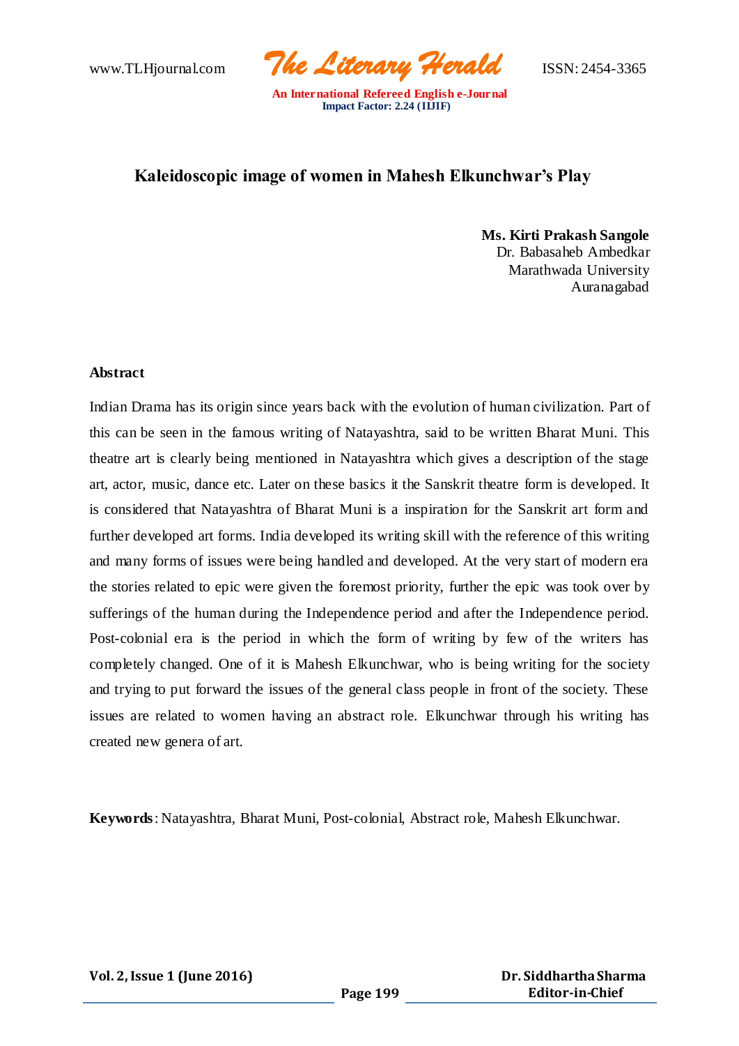# Kaleidoscopic image of women in Mahesh Elkunchwar's Play

**Ms. Kirti Prakash Sangole**
Dr. Babasaheb Ambedkar
Marathwada University
Auranagabad

## Abstract

Indian Drama has its origin since years back with the evolution of human civilization. Part of this can be seen in the famous writing of Natayashtra, said to be written Bharat Muni. This theatre art is clearly being mentioned in Natayashtra which gives a description of the stage art, actor, music, dance etc. Later on these basics it the Sanskrit theatre form is developed. It is considered that Natayashtra of Bharat Muni is a inspiration for the Sanskrit art form and further developed art forms. India developed its writing skill with the reference of this writing and many forms of issues were being handled and developed. At the very start of modern era the stories related to epic were given the foremost priority, further the epic was took over by sufferings of the human during the Independence period and after the Independence period. Post-colonial era is the period in which the form of writing by few of the writers has completely changed. One of it is Mahesh Elkunchwar, who is being writing for the society and trying to put forward the issues of the general class people in front of the society. These issues are related to women having an abstract role. Elkunchwar through his writing has created new genera of art.

**Keywords**: Natayashtra, Bharat Muni, Post-colonial, Abstract role, Mahesh Elkunchwar.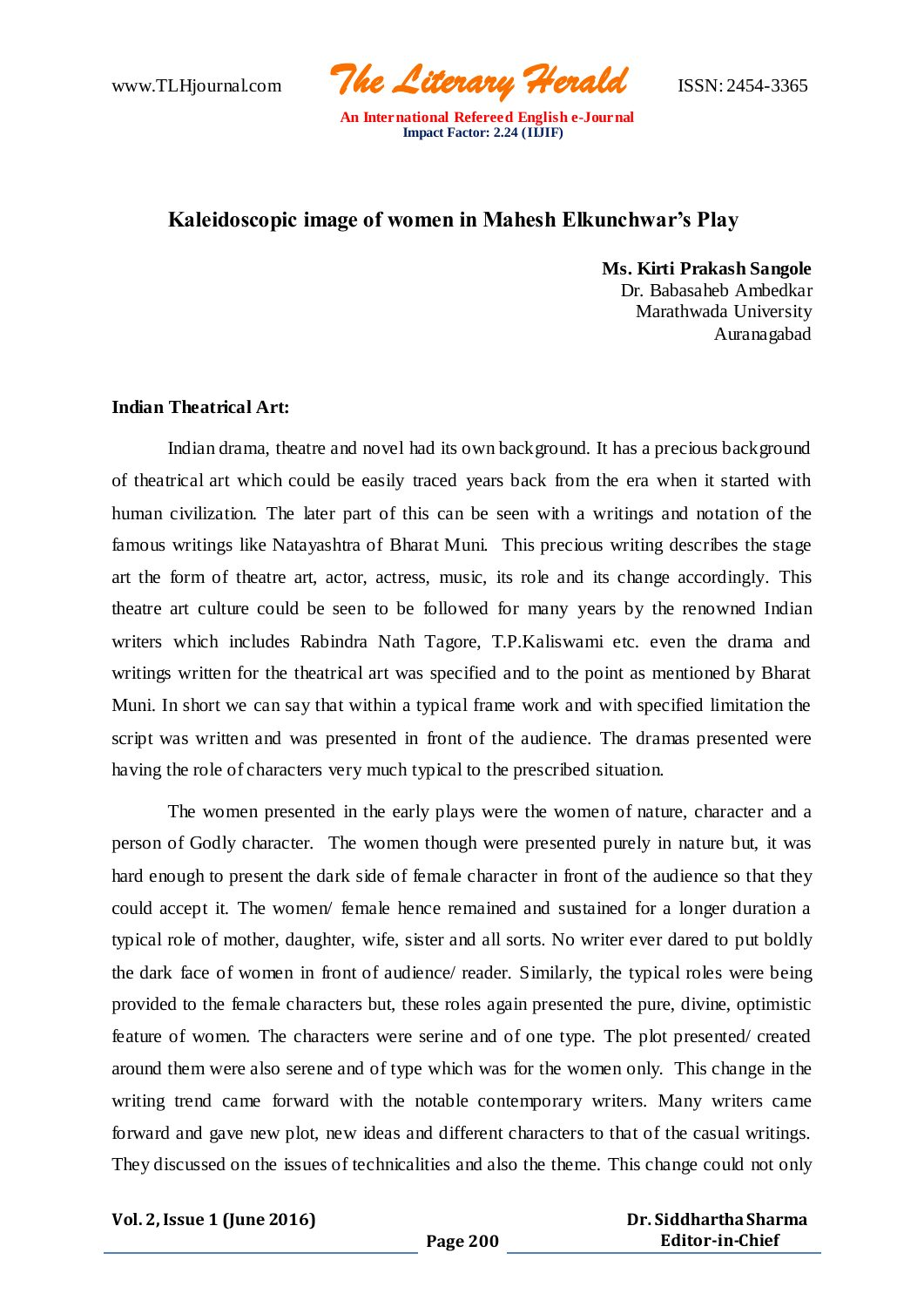# Kaleidoscopic image of women in Mahesh Elkunchwar's Play

**Ms. Kirti Prakash Sangole**
Dr. Babasaheb Ambedkar
Marathwada University
Auranagabad

### Indian Theatrical Art:

Indian drama, theatre and novel had its own background. It has a precious background of theatrical art which could be easily traced years back from the era when it started with human civilization. The later part of this can be seen with a writings and notation of the famous writings like Natayashtra of Bharat Muni. This precious writing describes the stage art the form of theatre art, actor, actress, music, its role and its change accordingly. This theatre art culture could be seen to be followed for many years by the renowned Indian writers which includes Rabindra Nath Tagore, T.P.Kaliswami etc. even the drama and writings written for the theatrical art was specified and to the point as mentioned by Bharat Muni. In short we can say that within a typical frame work and with specified limitation the script was written and was presented in front of the audience. The dramas presented were having the role of characters very much typical to the prescribed situation.

The women presented in the early plays were the women of nature, character and a person of Godly character. The women though were presented purely in nature but, it was hard enough to present the dark side of female character in front of the audience so that they could accept it. The women/ female hence remained and sustained for a longer duration a typical role of mother, daughter, wife, sister and all sorts. No writer ever dared to put boldly the dark face of women in front of audience/ reader. Similarly, the typical roles were being provided to the female characters but, these roles again presented the pure, divine, optimistic feature of women. The characters were serine and of one type. The plot presented/ created around them were also serene and of type which was for the women only. This change in the writing trend came forward with the notable contemporary writers. Many writers came forward and gave new plot, new ideas and different characters to that of the casual writings. They discussed on the issues of technicalities and also the theme. This change could not only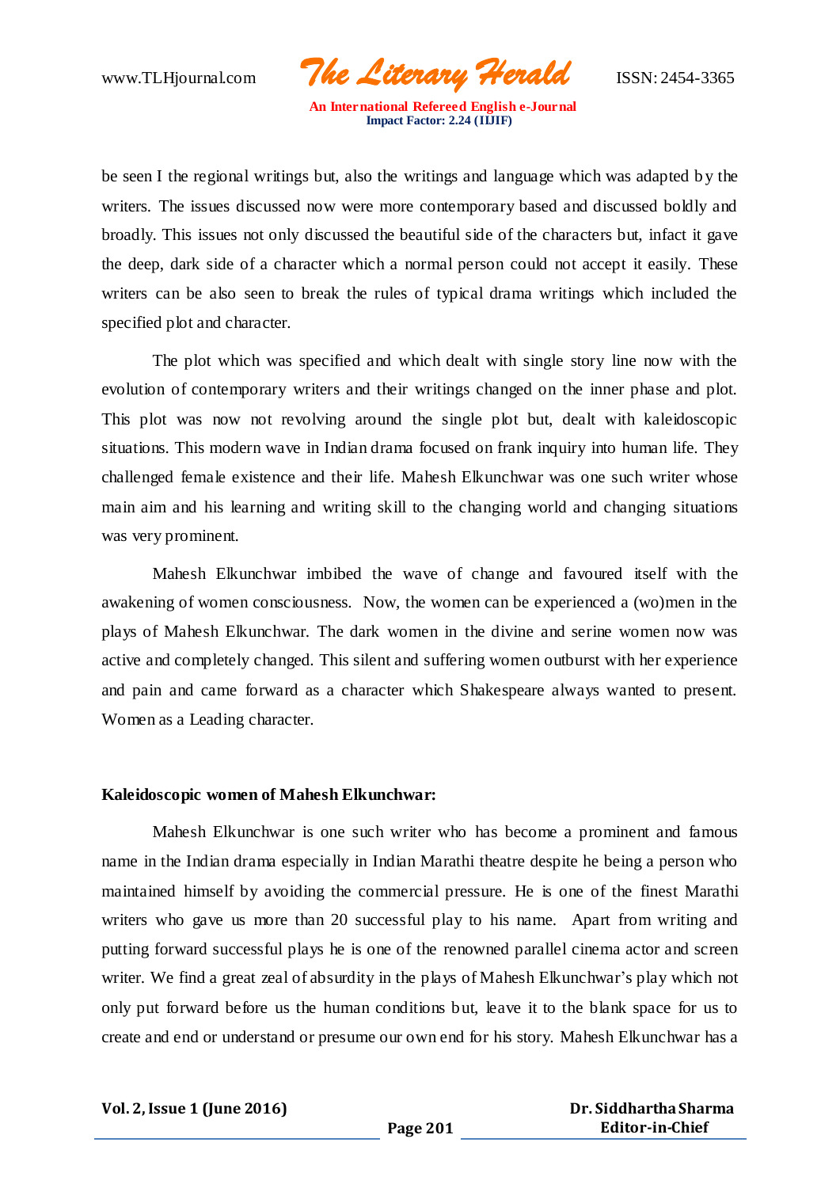be seen I the regional writings but, also the writings and language which was adapted by the writers. The issues discussed now were more contemporary based and discussed boldly and broadly. This issues not only discussed the beautiful side of the characters but, infact it gave the deep, dark side of a character which a normal person could not accept it easily. These writers can be also seen to break the rules of typical drama writings which included the specified plot and character.

The plot which was specified and which dealt with single story line now with the evolution of contemporary writers and their writings changed on the inner phase and plot. This plot was now not revolving around the single plot but, dealt with kaleidoscopic situations. This modern wave in Indian drama focused on frank inquiry into human life. They challenged female existence and their life. Mahesh Elkunchwar was one such writer whose main aim and his learning and writing skill to the changing world and changing situations was very prominent.

Mahesh Elkunchwar imbibed the wave of change and favoured itself with the awakening of women consciousness. Now, the women can be experienced a (wo)men in the plays of Mahesh Elkunchwar. The dark women in the divine and serine women now was active and completely changed. This silent and suffering women outburst with her experience and pain and came forward as a character which Shakespeare always wanted to present. Women as a Leading character.

**Kaleidoscopic women of Mahesh Elkunchwar:**

Mahesh Elkunchwar is one such writer who has become a prominent and famous name in the Indian drama especially in Indian Marathi theatre despite he being a person who maintained himself by avoiding the commercial pressure. He is one of the finest Marathi writers who gave us more than 20 successful play to his name. Apart from writing and putting forward successful plays he is one of the renowned parallel cinema actor and screen writer. We find a great zeal of absurdity in the plays of Mahesh Elkunchwar's play which not only put forward before us the human conditions but, leave it to the blank space for us to create and end or understand or presume our own end for his story. Mahesh Elkunchwar has a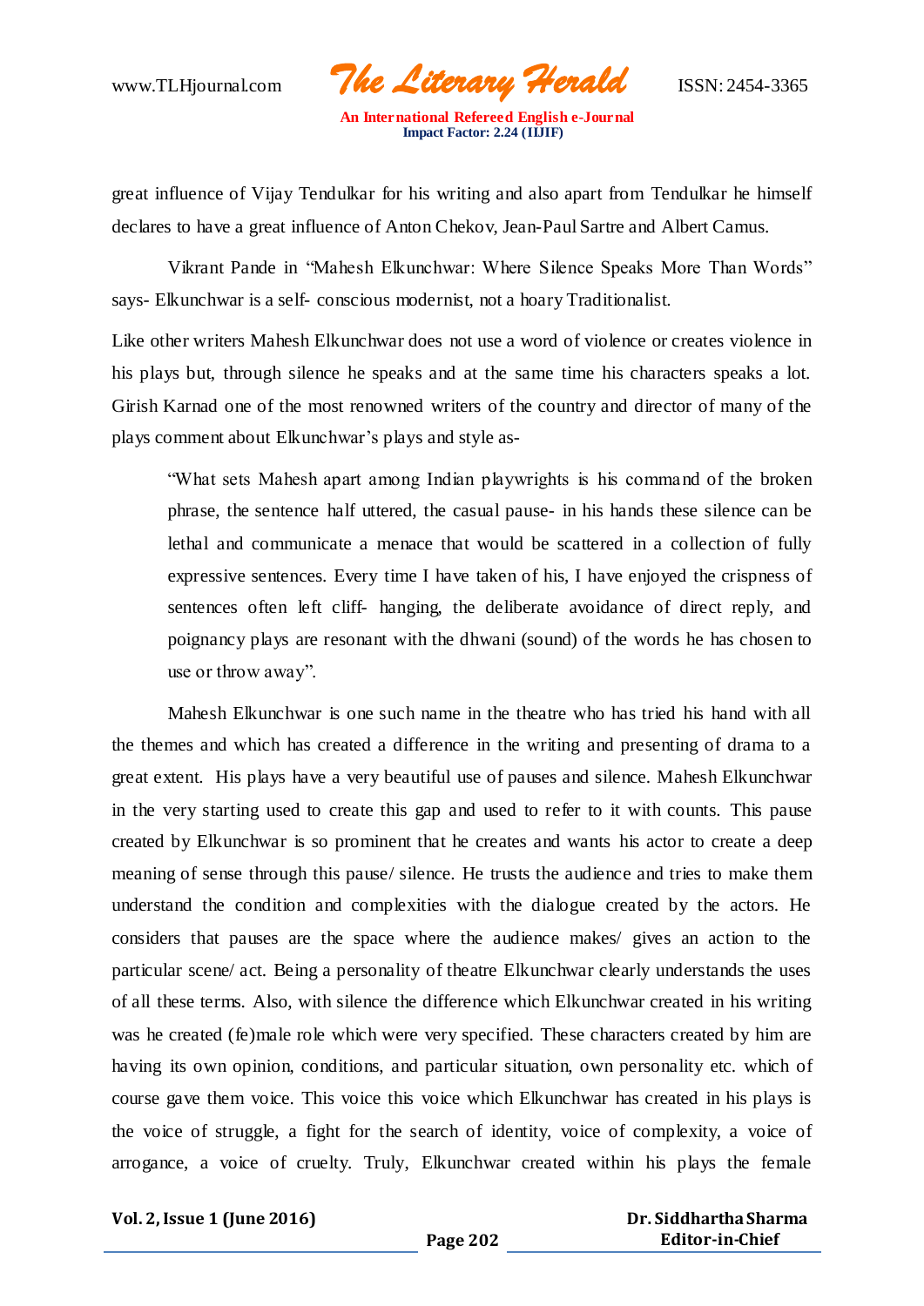great influence of Vijay Tendulkar for his writing and also apart from Tendulkar he himself declares to have a great influence of Anton Chekov, Jean-Paul Sartre and Albert Camus.

Vikrant Pande in "Mahesh Elkunchwar: Where Silence Speaks More Than Words" says- Elkunchwar is a self- conscious modernist, not a hoary Traditionalist.

Like other writers Mahesh Elkunchwar does not use a word of violence or creates violence in his plays but, through silence he speaks and at the same time his characters speaks a lot. Girish Karnad one of the most renowned writers of the country and director of many of the plays comment about Elkunchwar's plays and style as-

> "What sets Mahesh apart among Indian playwrights is his command of the broken phrase, the sentence half uttered, the casual pause- in his hands these silence can be lethal and communicate a menace that would be scattered in a collection of fully expressive sentences. Every time I have taken of his, I have enjoyed the crispness of sentences often left cliff- hanging, the deliberate avoidance of direct reply, and poignancy plays are resonant with the dhwani (sound) of the words he has chosen to use or throw away".

Mahesh Elkunchwar is one such name in the theatre who has tried his hand with all the themes and which has created a difference in the writing and presenting of drama to a great extent. His plays have a very beautiful use of pauses and silence. Mahesh Elkunchwar in the very starting used to create this gap and used to refer to it with counts. This pause created by Elkunchwar is so prominent that he creates and wants his actor to create a deep meaning of sense through this pause/ silence. He trusts the audience and tries to make them understand the condition and complexities with the dialogue created by the actors. He considers that pauses are the space where the audience makes/ gives an action to the particular scene/ act. Being a personality of theatre Elkunchwar clearly understands the uses of all these terms. Also, with silence the difference which Elkunchwar created in his writing was he created (fe)male role which were very specified. These characters created by him are having its own opinion, conditions, and particular situation, own personality etc. which of course gave them voice. This voice this voice which Elkunchwar has created in his plays is the voice of struggle, a fight for the search of identity, voice of complexity, a voice of arrogance, a voice of cruelty. Truly, Elkunchwar created within his plays the female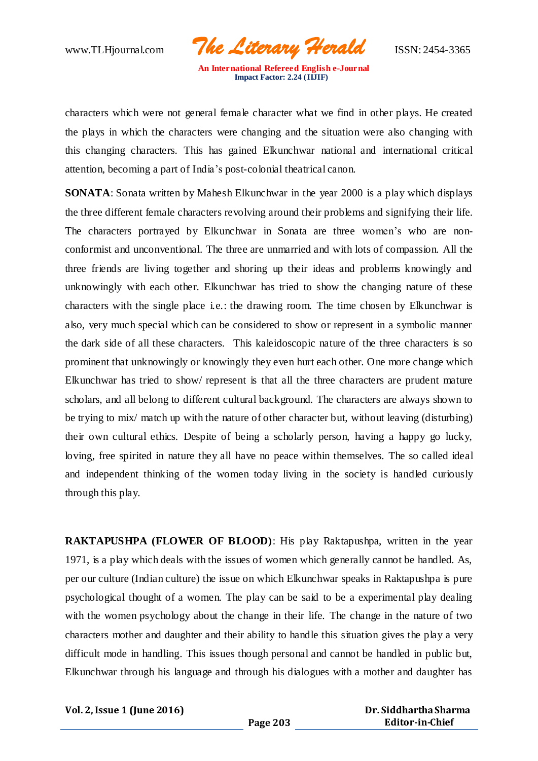characters which were not general female character what we find in other plays. He created the plays in which the characters were changing and the situation were also changing with this changing characters. This has gained Elkunchwar national and international critical attention, becoming a part of India's post-colonial theatrical canon.

**SONATA**: Sonata written by Mahesh Elkunchwar in the year 2000 is a play which displays the three different female characters revolving around their problems and signifying their life. The characters portrayed by Elkunchwar in Sonata are three women's who are non-conformist and unconventional. The three are unmarried and with lots of compassion. All the three friends are living together and shoring up their ideas and problems knowingly and unknowingly with each other. Elkunchwar has tried to show the changing nature of these characters with the single place i.e.: the drawing room. The time chosen by Elkunchwar is also, very much special which can be considered to show or represent in a symbolic manner the dark side of all these characters. This kaleidoscopic nature of the three characters is so prominent that unknowingly or knowingly they even hurt each other. One more change which Elkunchwar has tried to show/ represent is that all the three characters are prudent mature scholars, and all belong to different cultural background. The characters are always shown to be trying to mix/ match up with the nature of other character but, without leaving (disturbing) their own cultural ethics. Despite of being a scholarly person, having a happy go lucky, loving, free spirited in nature they all have no peace within themselves. The so called ideal and independent thinking of the women today living in the society is handled curiously through this play.

**RAKTAPUSHPA (FLOWER OF BLOOD)**: His play Raktapushpa, written in the year 1971, is a play which deals with the issues of women which generally cannot be handled. As, per our culture (Indian culture) the issue on which Elkunchwar speaks in Raktapushpa is pure psychological thought of a women. The play can be said to be a experimental play dealing with the women psychology about the change in their life. The change in the nature of two characters mother and daughter and their ability to handle this situation gives the play a very difficult mode in handling. This issues though personal and cannot be handled in public but, Elkunchwar through his language and through his dialogues with a mother and daughter has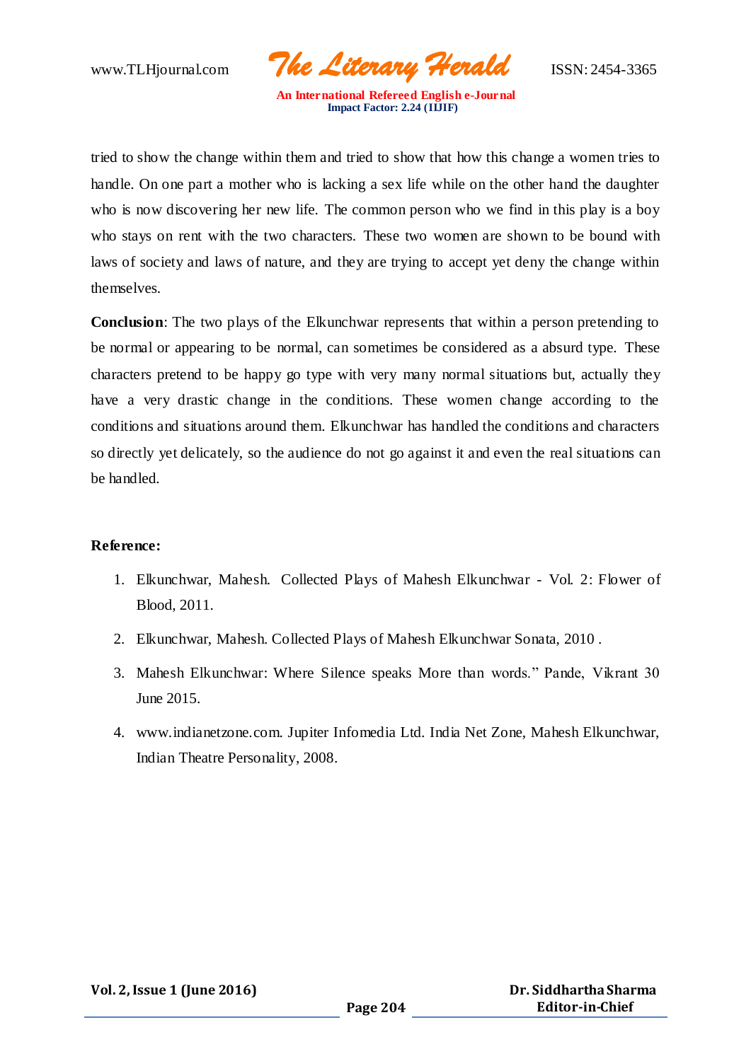tried to show the change within them and tried to show that how this change a women tries to handle. On one part a mother who is lacking a sex life while on the other hand the daughter who is now discovering her new life. The common person who we find in this play is a boy who stays on rent with the two characters. These two women are shown to be bound with laws of society and laws of nature, and they are trying to accept yet deny the change within themselves.

**Conclusion**: The two plays of the Elkunchwar represents that within a person pretending to be normal or appearing to be normal, can sometimes be considered as a absurd type. These characters pretend to be happy go type with very many normal situations but, actually they have a very drastic change in the conditions. These women change according to the conditions and situations around them. Elkunchwar has handled the conditions and characters so directly yet delicately, so the audience do not go against it and even the real situations can be handled.

**Reference:**

1. Elkunchwar, Mahesh. Collected Plays of Mahesh Elkunchwar - Vol. 2: Flower of Blood, 2011.
2. Elkunchwar, Mahesh. Collected Plays of Mahesh Elkunchwar Sonata, 2010 .
3. Mahesh Elkunchwar: Where Silence speaks More than words." Pande, Vikrant 30 June 2015.
4. www.indianetzone.com. Jupiter Infomedia Ltd. India Net Zone, Mahesh Elkunchwar, Indian Theatre Personality, 2008.